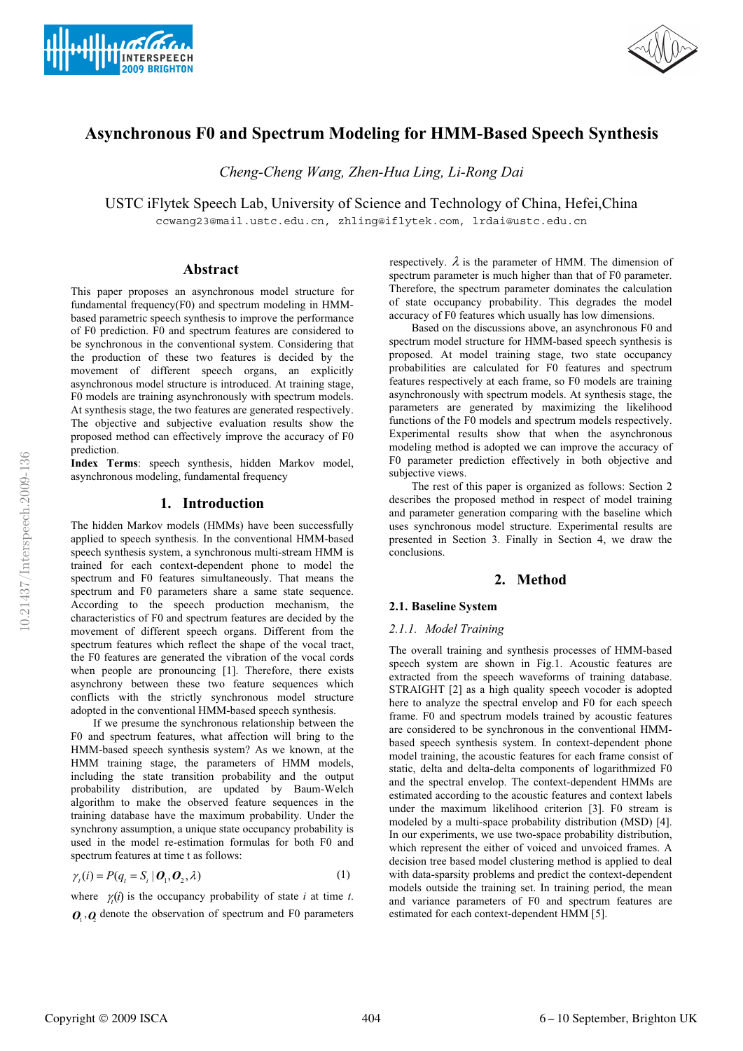# Asynchronous F0 and Spectrum Modeling for HMM-Based Speech Synthesis

*Cheng-Cheng Wang, Zhen-Hua Ling, Li-Rong Dai*

USTC iFlytek Speech Lab, University of Science and Technology of China, Hefei,China

ccwang23@mail.ustc.edu.cn, zhling@iflytek.com, lrdai@ustc.edu.cn

## Abstract

This paper proposes an asynchronous model structure for fundamental frequency(F0) and spectrum modeling in HMM-based parametric speech synthesis to improve the performance of F0 prediction. F0 and spectrum features are considered to be synchronous in the conventional system. Considering that the production of these two features is decided by the movement of different speech organs, an explicitly asynchronous model structure is introduced. At training stage, F0 models are training asynchronously with spectrum models. At synthesis stage, the two features are generated respectively. The objective and subjective evaluation results show the proposed method can effectively improve the accuracy of F0 prediction.

**Index Terms**: speech synthesis, hidden Markov model, asynchronous modeling, fundamental frequency

## 1. Introduction

The hidden Markov models (HMMs) have been successfully applied to speech synthesis. In the conventional HMM-based speech synthesis system, a synchronous multi-stream HMM is trained for each context-dependent phone to model the spectrum and F0 features simultaneously. That means the spectrum and F0 parameters share a same state sequence. According to the speech production mechanism, the characteristics of F0 and spectrum features are decided by the movement of different speech organs. Different from the spectrum features which reflect the shape of the vocal tract, the F0 features are generated the vibration of the vocal cords when people are pronouncing [1]. Therefore, there exists asynchrony between these two feature sequences which conflicts with the strictly synchronous model structure adopted in the conventional HMM-based speech synthesis.

If we presume the synchronous relationship between the F0 and spectrum features, what affection will bring to the HMM-based speech synthesis system? As we known, at the HMM training stage, the parameters of HMM models, including the state transition probability and the output probability distribution, are updated by Baum-Welch algorithm to make the observed feature sequences in the training database have the maximum probability. Under the synchrony assumption, a unique state occupancy probability is used in the model re-estimation formulas for both F0 and spectrum features at time t as follows:

$$\gamma_t(i) = P(q_t = S_i \mid \boldsymbol{O}_1, \boldsymbol{O}_2, \lambda) \qquad (1)$$

where $\gamma_t(i)$ is the occupancy probability of state $i$ at time $t$. $\boldsymbol{O}_1, \boldsymbol{O}_2$ denote the observation of spectrum and F0 parameters respectively. $\lambda$ is the parameter of HMM. The dimension of spectrum parameter is much higher than that of F0 parameter. Therefore, the spectrum parameter dominates the calculation of state occupancy probability. This degrades the model accuracy of F0 features which usually has low dimensions.

Based on the discussions above, an asynchronous F0 and spectrum model structure for HMM-based speech synthesis is proposed. At model training stage, two state occupancy probabilities are calculated for F0 features and spectrum features respectively at each frame, so F0 models are training asynchronously with spectrum models. At synthesis stage, the parameters are generated by maximizing the likelihood functions of the F0 models and spectrum models respectively. Experimental results show that when the asynchronous modeling method is adopted we can improve the accuracy of F0 parameter prediction effectively in both objective and subjective views.

The rest of this paper is organized as follows: Section 2 describes the proposed method in respect of model training and parameter generation comparing with the baseline which uses synchronous model structure. Experimental results are presented in Section 3. Finally in Section 4, we draw the conclusions.

## 2. Method

### 2.1. Baseline System

#### 2.1.1. Model Training

The overall training and synthesis processes of HMM-based speech system are shown in Fig.1. Acoustic features are extracted from the speech waveforms of training database. STRAIGHT [2] as a high quality speech vocoder is adopted here to analyze the spectral envelop and F0 for each speech frame. F0 and spectrum models trained by acoustic features are considered to be synchronous in the conventional HMM-based speech synthesis system. In context-dependent phone model training, the acoustic features for each frame consist of static, delta and delta-delta components of logarithmized F0 and the spectral envelop. The context-dependent HMMs are estimated according to the acoustic features and context labels under the maximum likelihood criterion [3]. F0 stream is modeled by a multi-space probability distribution (MSD) [4]. In our experiments, we use two-space probability distribution, which represent the either of voiced and unvoiced frames. A decision tree based model clustering method is applied to deal with data-sparsity problems and predict the context-dependent models outside the training set. In training period, the mean and variance parameters of F0 and spectrum features are estimated for each context-dependent HMM [5].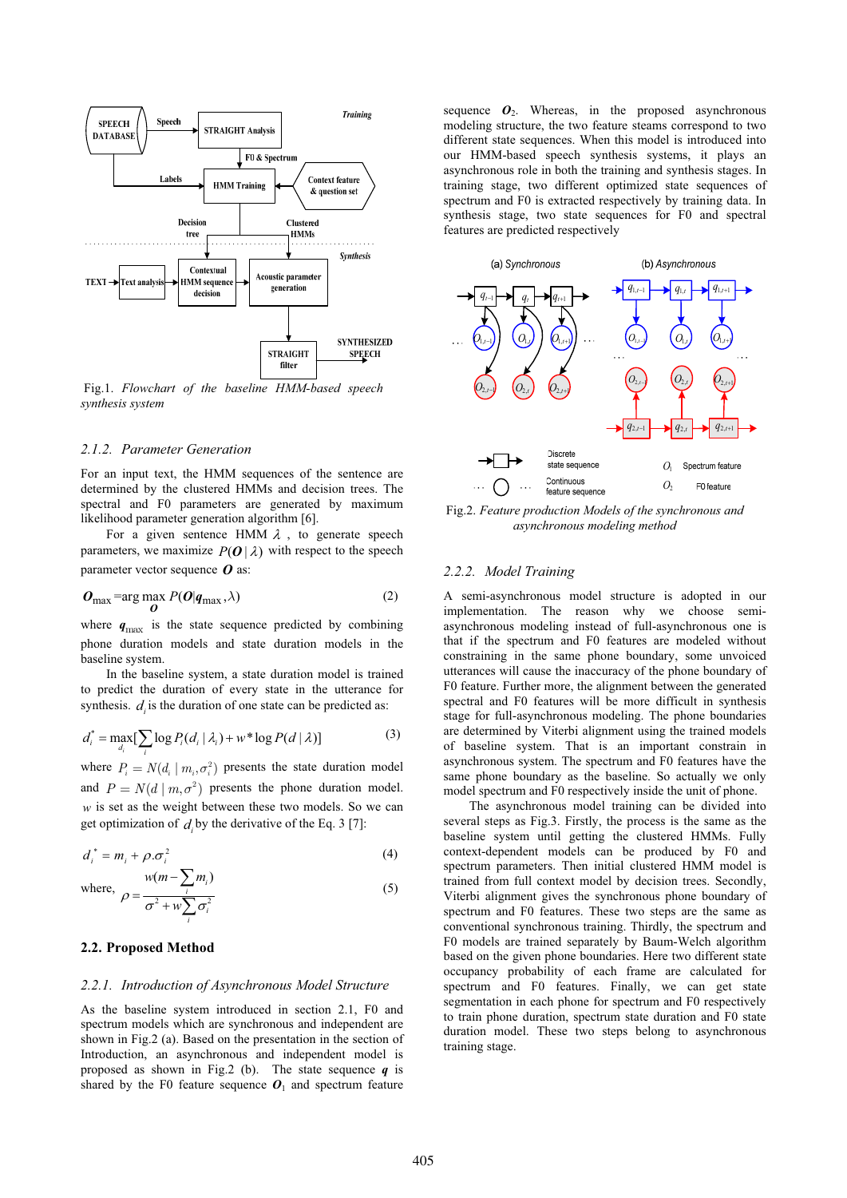Fig.1. *Flowchart of the baseline HMM-based speech synthesis system*

### 2.1.2. Parameter Generation

For an input text, the HMM sequences of the sentence are determined by the clustered HMMs and decision trees. The spectral and F0 parameters are generated by maximum likelihood parameter generation algorithm [6].

For a given sentence HMM $\lambda$, to generate speech parameters, we maximize $P(\boldsymbol{O}|\lambda)$ with respect to the speech parameter vector sequence $\boldsymbol{O}$ as:

$$\boldsymbol{O}_{\max} = \arg\max_{\boldsymbol{O}} P(\boldsymbol{O}|\boldsymbol{q}_{\max}, \lambda) \tag{2}$$

where $\boldsymbol{q}_{\max}$ is the state sequence predicted by combining phone duration models and state duration models in the baseline system.

In the baseline system, a state duration model is trained to predict the duration of every state in the utterance for synthesis. $d_i$ is the duration of one state can be predicted as:

$$d_i^* = \max_{d_i}[\sum_i \log P_i(d_i|\lambda_i) + w * \log P(d|\lambda)] \tag{3}$$

where $P_i = N(d_i | m_i, \sigma_i^2)$ presents the state duration model and $P = N(d | m, \sigma^2)$ presents the phone duration model. $w$ is set as the weight between these two models. So we can get optimization of $d_i$ by the derivative of the Eq. 3 [7]:

$$d_i^* = m_i + \rho.\sigma_i^2 \tag{4}$$

$$\text{where, } \rho = \frac{w(m - \sum_i m_i)}{\sigma^2 + w\sum_i \sigma_i^2} \tag{5}$$

## 2.2. Proposed Method

### 2.2.1. Introduction of Asynchronous Model Structure

As the baseline system introduced in section 2.1, F0 and spectrum models which are synchronous and independent are shown in Fig.2 (a). Based on the presentation in the section of Introduction, an asynchronous and independent model is proposed as shown in Fig.2 (b). The state sequence $\boldsymbol{q}$ is shared by the F0 feature sequence $\boldsymbol{O}_1$ and spectrum feature sequence $\boldsymbol{O}_2$. Whereas, in the proposed asynchronous modeling structure, the two feature steams correspond to two different state sequences. When this model is introduced into our HMM-based speech synthesis systems, it plays an asynchronous role in both the training and synthesis stages. In training stage, two different optimized state sequences of spectrum and F0 is extracted respectively by training data. In synthesis stage, two state sequences for F0 and spectral features are predicted respectively

Fig.2. *Feature production Models of the synchronous and asynchronous modeling method*

### 2.2.2. Model Training

A semi-asynchronous model structure is adopted in our implementation. The reason why we choose semi-asynchronous modeling instead of full-asynchronous one is that if the spectrum and F0 features are modeled without constraining in the same phone boundary, some unvoiced utterances will cause the inaccuracy of the phone boundary of F0 feature. Further more, the alignment between the generated spectral and F0 features will be more difficult in synthesis stage for full-asynchronous modeling. The phone boundaries are determined by Viterbi alignment using the trained models of baseline system. That is an important constrain in asynchronous system. The spectrum and F0 features have the same phone boundary as the baseline. So actually we only model spectrum and F0 respectively inside the unit of phone.

The asynchronous model training can be divided into several steps as Fig.3. Firstly, the process is the same as the baseline system until getting the clustered HMMs. Fully context-dependent models can be produced by F0 and spectrum parameters. Then initial clustered HMM model is trained from full context model by decision trees. Secondly, Viterbi alignment gives the synchronous phone boundary of spectrum and F0 features. These two steps are the same as conventional synchronous training. Thirdly, the spectrum and F0 models are trained separately by Baum-Welch algorithm based on the given phone boundaries. Here two different state occupancy probability of each frame are calculated for spectrum and F0 features. Finally, we can get state segmentation in each phone for spectrum and F0 respectively to train phone duration, spectrum state duration and F0 state duration model. These two steps belong to asynchronous training stage.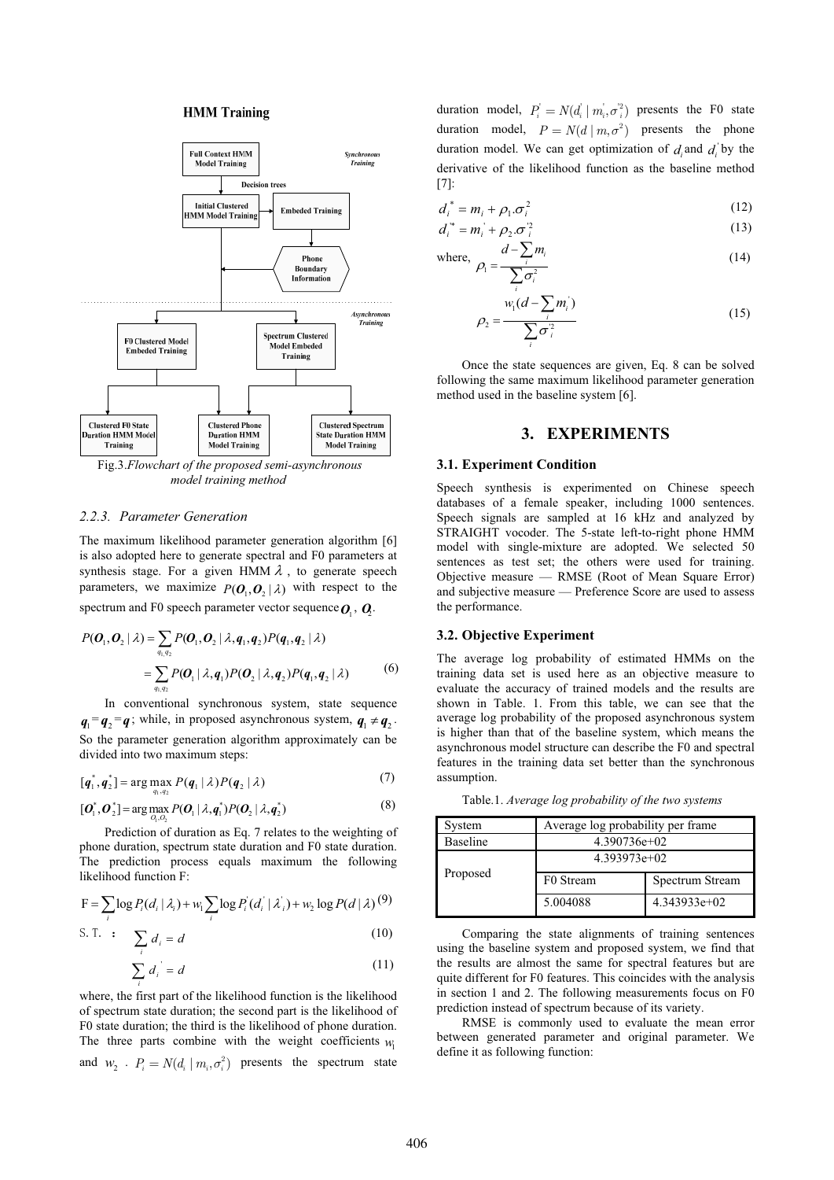**HMM Training**

Fig.3.*Flowchart of the proposed semi-asynchronous model training method*

#### 2.2.3. Parameter Generation

The maximum likelihood parameter generation algorithm [6] is also adopted here to generate spectral and F0 parameters at synthesis stage. For a given HMM $\lambda$, to generate speech parameters, we maximize $P(\boldsymbol{O}_1, \boldsymbol{O}_2 | \lambda)$ with respect to the spectrum and F0 speech parameter vector sequence $\boldsymbol{O}_1$, $\boldsymbol{O}_2$.

$$P(\boldsymbol{O}_1, \boldsymbol{O}_2 | \lambda) = \sum_{q_1,q_2} P(\boldsymbol{O}_1, \boldsymbol{O}_2 | \lambda, \boldsymbol{q}_1, \boldsymbol{q}_2) P(\boldsymbol{q}_1, \boldsymbol{q}_2 | \lambda)$$
$$= \sum_{q_1,q_2} P(\boldsymbol{O}_1 | \lambda, \boldsymbol{q}_1) P(\boldsymbol{O}_2 | \lambda, \boldsymbol{q}_2) P(\boldsymbol{q}_1, \boldsymbol{q}_2 | \lambda) \tag{6}$$

In conventional synchronous system, state sequence $\boldsymbol{q}_1 = \boldsymbol{q}_2 = \boldsymbol{q}$; while, in proposed asynchronous system, $\boldsymbol{q}_1 \neq \boldsymbol{q}_2$. So the parameter generation algorithm approximately can be divided into two maximum steps:

$$[\boldsymbol{q}_1^*, \boldsymbol{q}_2^*] = \arg\max_{q_1,q_2} P(\boldsymbol{q}_1 | \lambda) P(\boldsymbol{q}_2 | \lambda) \tag{7}$$

$$[\boldsymbol{O}_1^*, \boldsymbol{O}_2^*] = \arg\max_{O_1,O_2} P(\boldsymbol{O}_1 | \lambda, \boldsymbol{q}_1^*) P(\boldsymbol{O}_2 | \lambda, \boldsymbol{q}_2^*) \tag{8}$$

Prediction of duration as Eq. 7 relates to the weighting of phone duration, spectrum state duration and F0 state duration. The prediction process equals maximum the following likelihood function F:

$$\mathrm{F} = \sum_i \log P_i(d_i | \lambda_i) + w_1 \sum_i \log P_i^{'}(d_i^{'} | \lambda_i^{'}) + w_2 \log P(d | \lambda) \tag{9}$$

$$\text{S. T.} \quad : \quad \sum_i d_i = d \tag{10}$$

$$\sum_i d_i^{'} = d \tag{11}$$

where, the first part of the likelihood function is the likelihood of spectrum state duration; the second part is the likelihood of F0 state duration; the third is the likelihood of phone duration. The three parts combine with the weight coefficients $w_1$ and $w_2$. $P_i = N(d_i | m_i, \sigma_i^2)$ presents the spectrum state duration model, $P_i^{'} = N(d_i^{'} | m_i^{'}, \sigma_i^{'2})$ presents the F0 state duration model, $P = N(d | m, \sigma^2)$ presents the phone duration model. We can get optimization of $d_i$ and $d_i^{'}$ by the derivative of the likelihood function as the baseline method [7]:

$$d_i^* = m_i + \rho_1 . \sigma_i^2 \tag{12}$$

$$d_i^{'*} = m_i^{'} + \rho_2 . \sigma_i^{'2} \tag{13}$$

where, $$\rho_1 = \frac{d - \sum_i m_i}{\sum_i \sigma_i^2} \tag{14}$$

$$\rho_2 = \frac{w_1 (d - \sum_i m_i^{'})}{\sum_i \sigma_i^{'2}} \tag{15}$$

Once the state sequences are given, Eq. 8 can be solved following the same maximum likelihood parameter generation method used in the baseline system [6].

## 3. EXPERIMENTS

### 3.1. Experiment Condition

Speech synthesis is experimented on Chinese speech databases of a female speaker, including 1000 sentences. Speech signals are sampled at 16 kHz and analyzed by STRAIGHT vocoder. The 5-state left-to-right phone HMM model with single-mixture are adopted. We selected 50 sentences as test set; the others were used for training. Objective measure — RMSE (Root of Mean Square Error) and subjective measure — Preference Score are used to assess the performance.

### 3.2. Objective Experiment

The average log probability of estimated HMMs on the training data set is used here as an objective measure to evaluate the accuracy of trained models and the results are shown in Table. 1. From this table, we can see that the average log probability of the proposed asynchronous system is higher than that of the baseline system, which means the asynchronous model structure can describe the F0 and spectral features in the training data set better than the synchronous assumption.

Table.1. *Average log probability of the two systems*

| System | Average log probability per frame | |
|---|---|---|
| Baseline | 4.390736e+02 | |
| Proposed | 4.393973e+02 | |
| | F0 Stream | Spectrum Stream |
| | 5.004088 | 4.343933e+02 |

Comparing the state alignments of training sentences using the baseline system and proposed system, we find that the results are almost the same for spectral features but are quite different for F0 features. This coincides with the analysis in section 1 and 2. The following measurements focus on F0 prediction instead of spectrum because of its variety.

RMSE is commonly used to evaluate the mean error between generated parameter and original parameter. We define it as following function: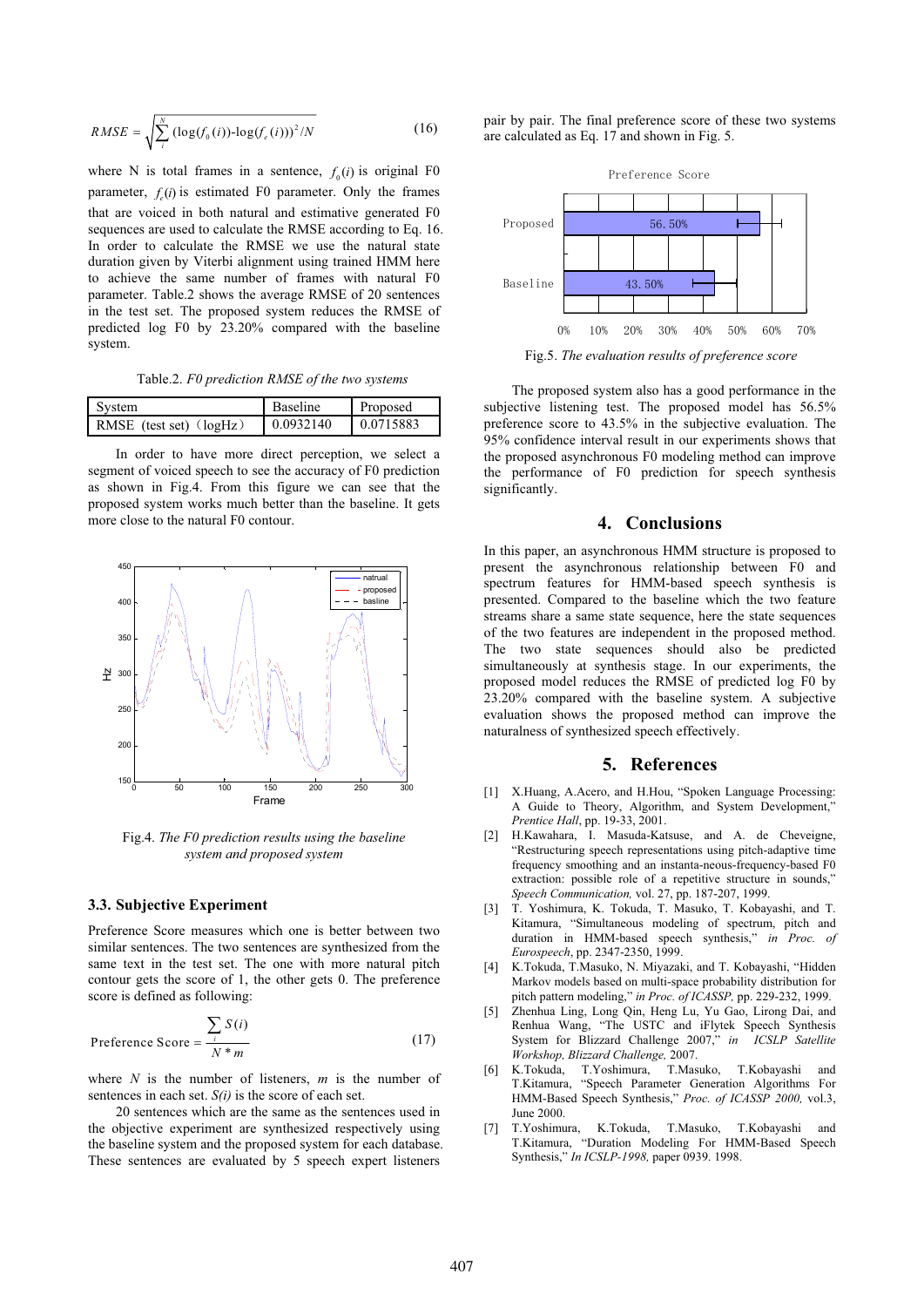$$RMSE = \sqrt{\sum_{i}^{N} (\log(f_0(i)) - \log(f_e(i)))^2 / N} \tag{16}$$

where N is total frames in a sentence, $f_0(i)$ is original F0 parameter, $f_e(i)$ is estimated F0 parameter. Only the frames that are voiced in both natural and estimative generated F0 sequences are used to calculate the RMSE according to Eq. 16. In order to calculate the RMSE we use the natural state duration given by Viterbi alignment using trained HMM here to achieve the same number of frames with natural F0 parameter. Table.2 shows the average RMSE of 20 sentences in the test set. The proposed system reduces the RMSE of predicted log F0 by 23.20% compared with the baseline system.

Table.2. *F0 prediction RMSE of the two systems*

| System | Baseline | Proposed |
|---|---|---|
| RMSE (test set)（logHz） | 0.0932140 | 0.0715883 |

In order to have more direct perception, we select a segment of voiced speech to see the accuracy of F0 prediction as shown in Fig.4. From this figure we can see that the proposed system works much better than the baseline. It gets more close to the natural F0 contour.

Hz
Frame
natrual
proposed
basline
450
400
350
300
250
200
150
0 50 100 150 200 250 300

Fig.4. *The F0 prediction results using the baseline system and proposed system*

### 3.3. Subjective Experiment

Preference Score measures which one is better between two similar sentences. The two sentences are synthesized from the same text in the test set. The one with more natural pitch contour gets the score of 1, the other gets 0. The preference score is defined as following:

$$\text{Preference Score} = \frac{\sum_{i} S(i)}{N * m} \tag{17}$$

where $N$ is the number of listeners, $m$ is the number of sentences in each set. $S(i)$ is the score of each set.

20 sentences which are the same as the sentences used in the objective experiment are synthesized respectively using the baseline system and the proposed system for each database. These sentences are evaluated by 5 speech expert listeners pair by pair. The final preference score of these two systems are calculated as Eq. 17 and shown in Fig. 5.

Preference Score
Proposed 56.50%
Baseline 43.50%
0% 10% 20% 30% 40% 50% 60% 70%

Fig.5. *The evaluation results of preference score*

The proposed system also has a good performance in the subjective listening test. The proposed model has 56.5% preference score to 43.5% in the subjective evaluation. The 95% confidence interval result in our experiments shows that the proposed asynchronous F0 modeling method can improve the performance of F0 prediction for speech synthesis significantly.

## 4. Conclusions

In this paper, an asynchronous HMM structure is proposed to present the asynchronous relationship between F0 and spectrum features for HMM-based speech synthesis is presented. Compared to the baseline which the two feature streams share a same state sequence, here the state sequences of the two features are independent in the proposed method. The two state sequences should also be predicted simultaneously at synthesis stage. In our experiments, the proposed model reduces the RMSE of predicted log F0 by 23.20% compared with the baseline system. A subjective evaluation shows the proposed method can improve the naturalness of synthesized speech effectively.

## 5. References

[1] X.Huang, A.Acero, and H.Hou, "Spoken Language Processing: A Guide to Theory, Algorithm, and System Development," *Prentice Hall*, pp. 19-33, 2001.

[2] H.Kawahara, I. Masuda-Katsuse, and A. de Cheveigne, "Restructuring speech representations using pitch-adaptive time frequency smoothing and an instanta-neous-frequency-based F0 extraction: possible role of a repetitive structure in sounds," *Speech Communication,* vol. 27, pp. 187-207, 1999.

[3] T. Yoshimura, K. Tokuda, T. Masuko, T. Kobayashi, and T. Kitamura, "Simultaneous modeling of spectrum, pitch and duration in HMM-based speech synthesis," *in Proc. of Eurospeech*, pp. 2347-2350, 1999.

[4] K.Tokuda, T.Masuko, N. Miyazaki, and T. Kobayashi, "Hidden Markov models based on multi-space probability distribution for pitch pattern modeling," *in Proc. of ICASSP,* pp. 229-232, 1999.

[5] Zhenhua Ling, Long Qin, Heng Lu, Yu Gao, Lirong Dai, and Renhua Wang, "The USTC and iFlytek Speech Synthesis System for Blizzard Challenge 2007," *in ICSLP Satellite Workshop, Blizzard Challenge,* 2007.

[6] K.Tokuda, T.Yoshimura, T.Masuko, T.Kobayashi and T.Kitamura, "Speech Parameter Generation Algorithms For HMM-Based Speech Synthesis," *Proc. of ICASSP 2000,* vol.3, June 2000.

[7] T.Yoshimura, K.Tokuda, T.Masuko, T.Kobayashi and T.Kitamura, "Duration Modeling For HMM-Based Speech Synthesis," *In ICSLP-1998,* paper 0939. 1998.